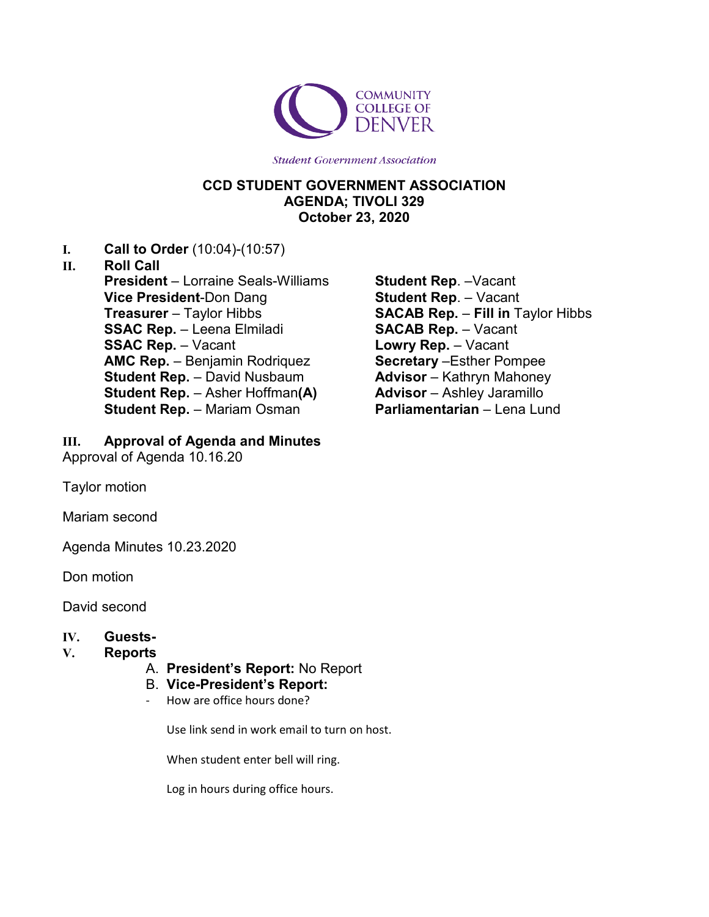COMMUNITY COLLEGE OF DENVER

*Student Government Association*

**CCD STUDENT GOVERNMENT ASSOCIATION**
**AGENDA; TIVOLI 329**
**October 23, 2020**

**I. Call to Order** (10:04)-(10:57)

**II. Roll Call**

**President** – Lorraine Seals-Williams
**Vice President**-Don Dang
**Treasurer** – Taylor Hibbs
**SSAC Rep.** – Leena Elmiladi
**SSAC Rep.** – Vacant
**AMC Rep.** – Benjamin Rodriquez
**Student Rep.** – David Nusbaum
**Student Rep.** – Asher Hoffman**(A)**
**Student Rep.** – Mariam Osman
**Student Rep**. –Vacant
**Student Rep**. – Vacant
**SACAB Rep.** – **Fill in** Taylor Hibbs
**SACAB Rep.** – Vacant
**Lowry Rep.** – Vacant
**Secretary** –Esther Pompee
**Advisor** – Kathryn Mahoney
**Advisor** – Ashley Jaramillo
**Parliamentarian** – Lena Lund

**III. Approval of Agenda and Minutes**

Approval of Agenda 10.16.20

Taylor motion

Mariam second

Agenda Minutes 10.23.2020

Don motion

David second

**IV. Guests-**

**V. Reports**

A. **President's Report:** No Report

B. **Vice-President's Report:**

- How are office hours done?

  Use link send in work email to turn on host.

  When student enter bell will ring.

  Log in hours during office hours.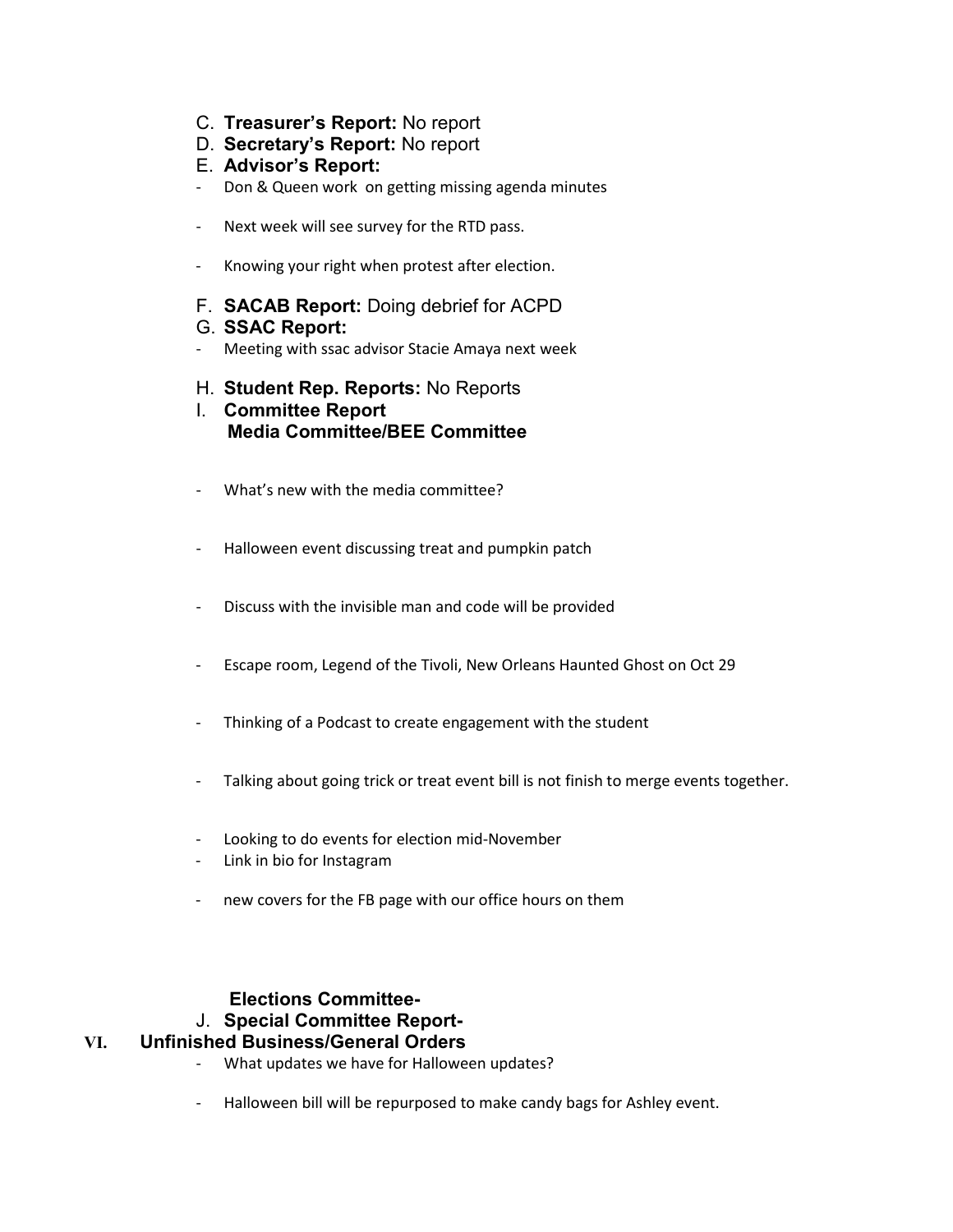C. **Treasurer's Report:** No report

D. **Secretary's Report:** No report

E. **Advisor's Report:**

- Don & Queen work on getting missing agenda minutes
- Next week will see survey for the RTD pass.
- Knowing your right when protest after election.

F. **SACAB Report:** Doing debrief for ACPD

G. **SSAC Report:**

- Meeting with ssac advisor Stacie Amaya next week

H. **Student Rep. Reports:** No Reports

I. **Committee Report**

**Media Committee/BEE Committee**

- What's new with the media committee?
- Halloween event discussing treat and pumpkin patch
- Discuss with the invisible man and code will be provided
- Escape room, Legend of the Tivoli, New Orleans Haunted Ghost on Oct 29
- Thinking of a Podcast to create engagement with the student
- Talking about going trick or treat event bill is not finish to merge events together.
- Looking to do events for election mid-November
- Link in bio for Instagram
- new covers for the FB page with our office hours on them

**Elections Committee-**

J. **Special Committee Report-**

## VI. Unfinished Business/General Orders

- What updates we have for Halloween updates?
- Halloween bill will be repurposed to make candy bags for Ashley event.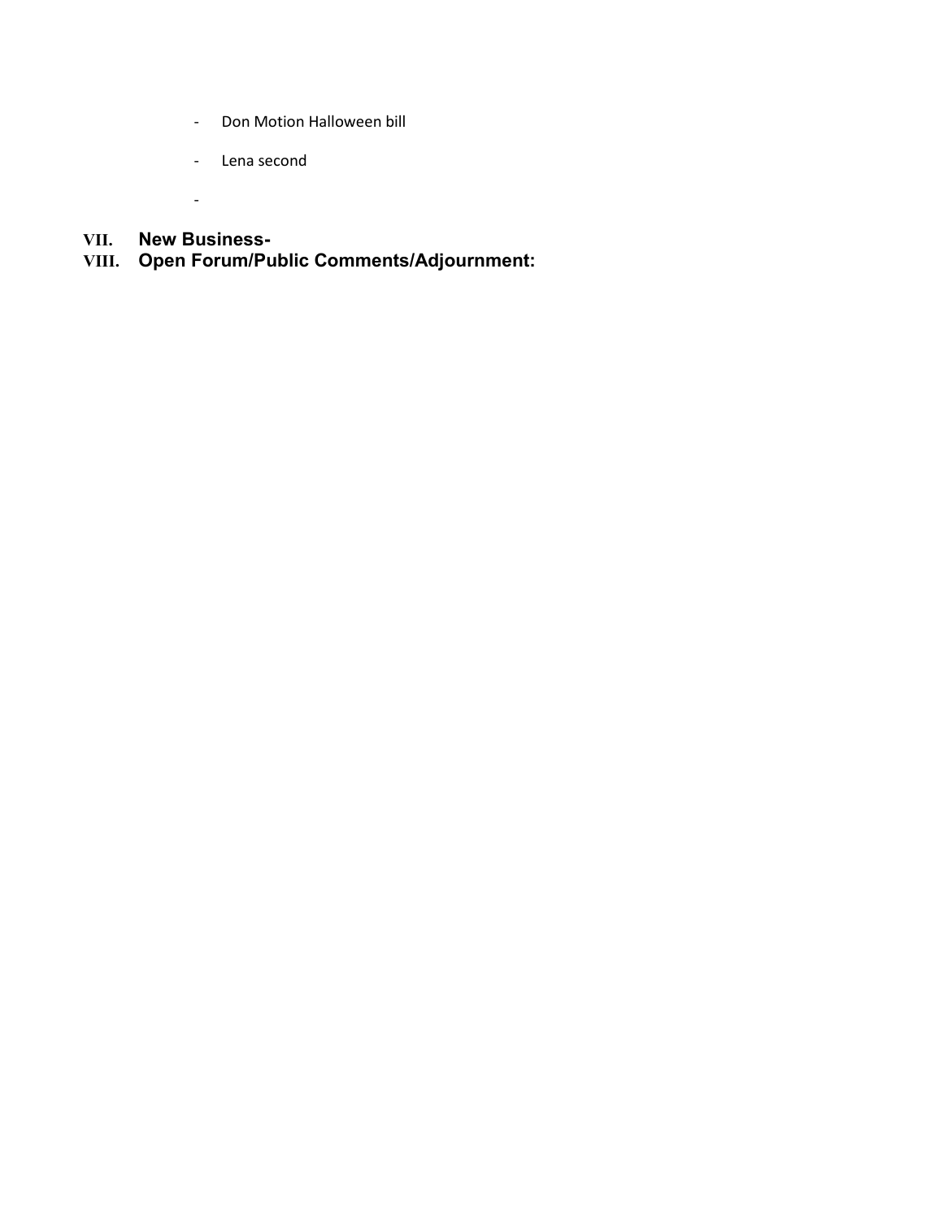- Don Motion Halloween bill
- Lena second
-

VII. **New Business-**

VIII. **Open Forum/Public Comments/Adjournment:**